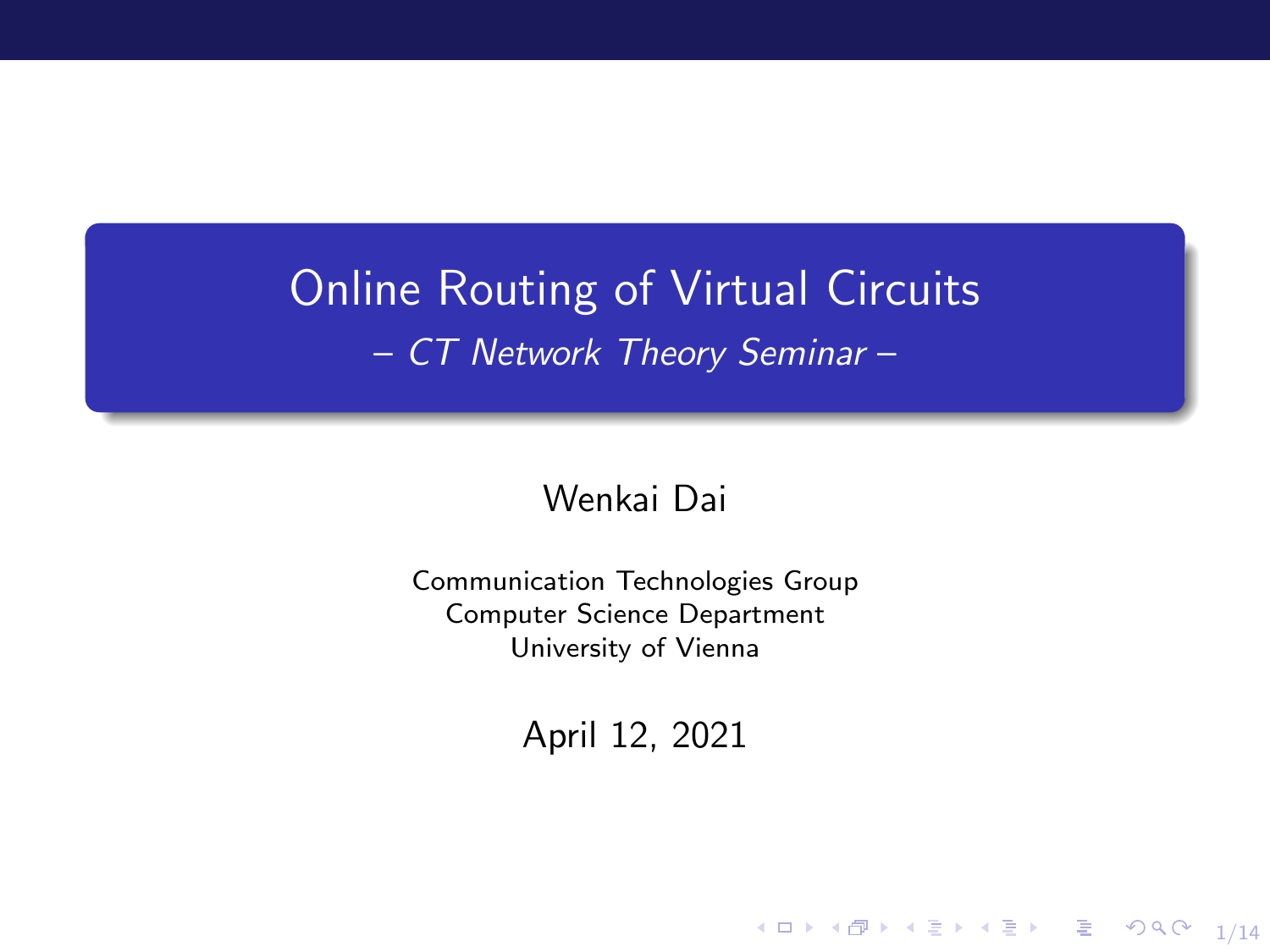# Online Routing of Virtual Circuits

*– CT Network Theory Seminar –*

Wenkai Dai

Communication Technologies Group
Computer Science Department
University of Vienna

April 12, 2021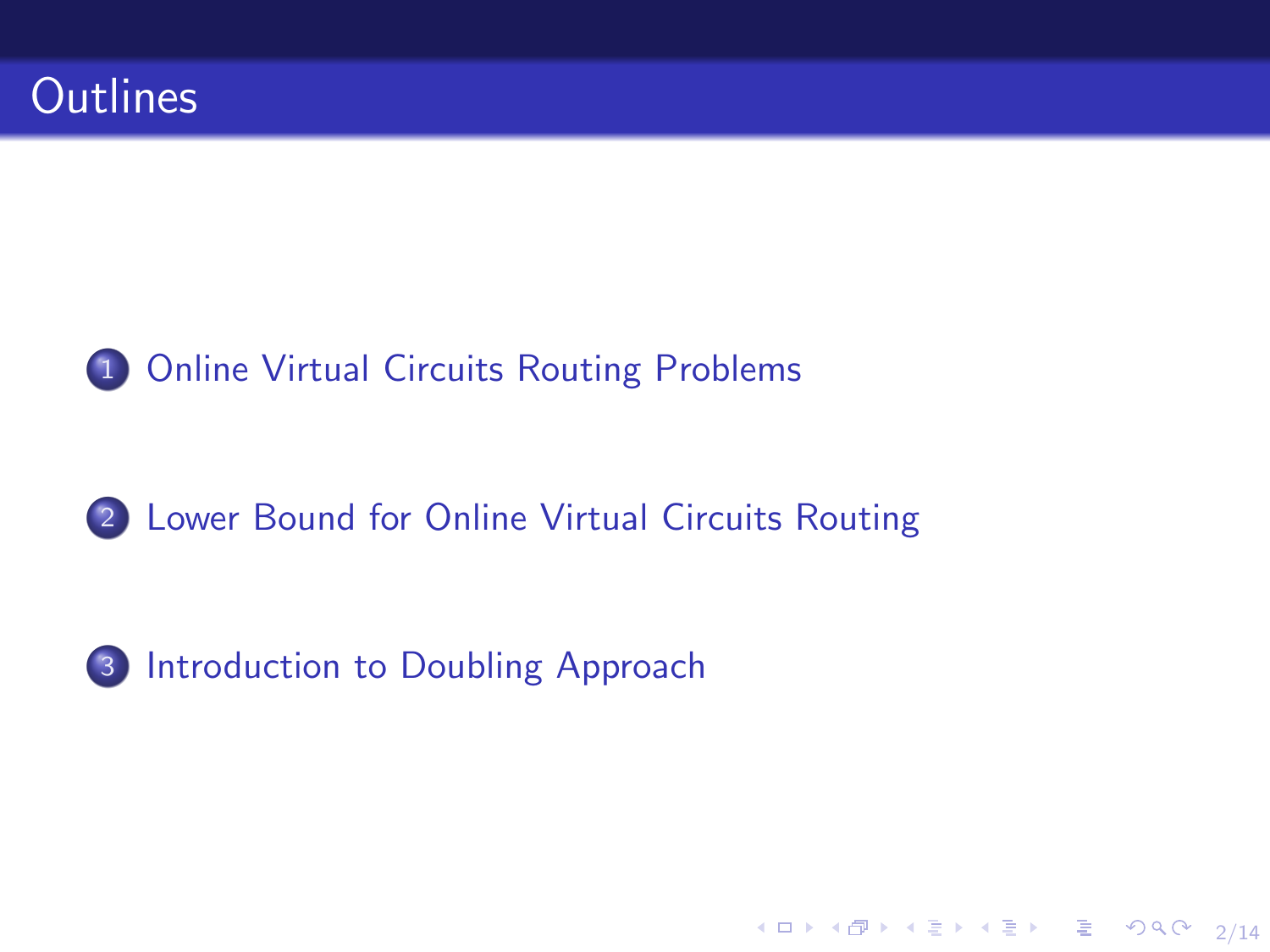# Outlines

1. Online Virtual Circuits Routing Problems
2. Lower Bound for Online Virtual Circuits Routing
3. Introduction to Doubling Approach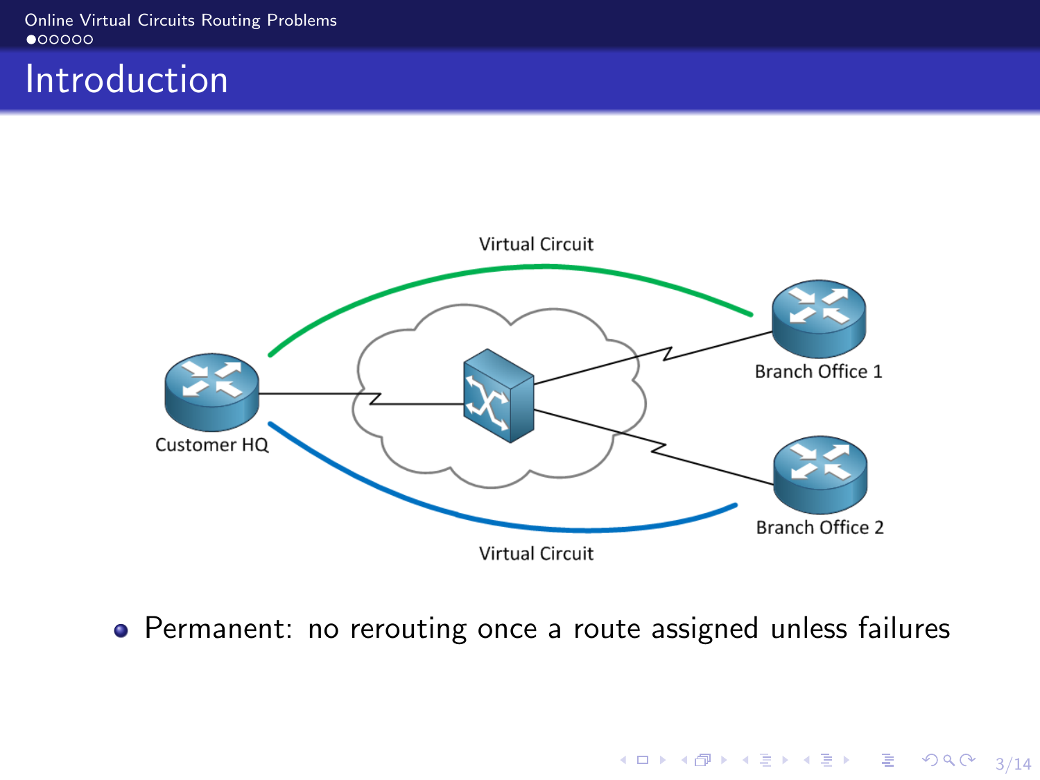# Introduction

Virtual Circuit

Customer HQ

Branch Office 1

Branch Office 2

Virtual Circuit

- Permanent: no rerouting once a route assigned unless failures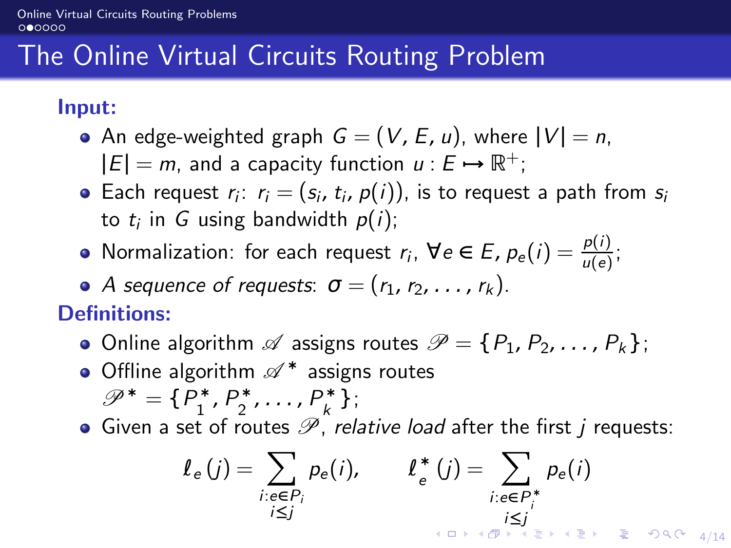# The Online Virtual Circuits Routing Problem

**Input:**

- An edge-weighted graph $G = (V, E, u)$, where $|V| = n$, $|E| = m$, and a capacity function $u : E \mapsto \mathbb{R}^+$;
- Each request $r_i$: $r_i = (s_i, t_i, p(i))$, is to request a path from $s_i$ to $t_i$ in $G$ using bandwidth $p(i)$;
- Normalization: for each request $r_i$, $\forall e \in E, p_e(i) = \frac{p(i)}{u(e)}$;
- *A sequence of requests*: $\sigma = (r_1, r_2, \ldots, r_k)$.

**Definitions:**

- Online algorithm $\mathscr{A}$ assigns routes $\mathscr{P} = \{P_1, P_2, \ldots, P_k\}$;
- Offline algorithm $\mathscr{A}^*$ assigns routes $\mathscr{P}^* = \{P_1^*, P_2^*, \ldots, P_k^*\}$;
- Given a set of routes $\mathscr{P}$, *relative load* after the first $j$ requests:

$$\ell_e(j) = \sum_{\substack{i: e \in P_i \\ i \le j}} p_e(i), \qquad \ell_e^*(j) = \sum_{\substack{i: e \in P_i^* \\ i \le j}} p_e(i)$$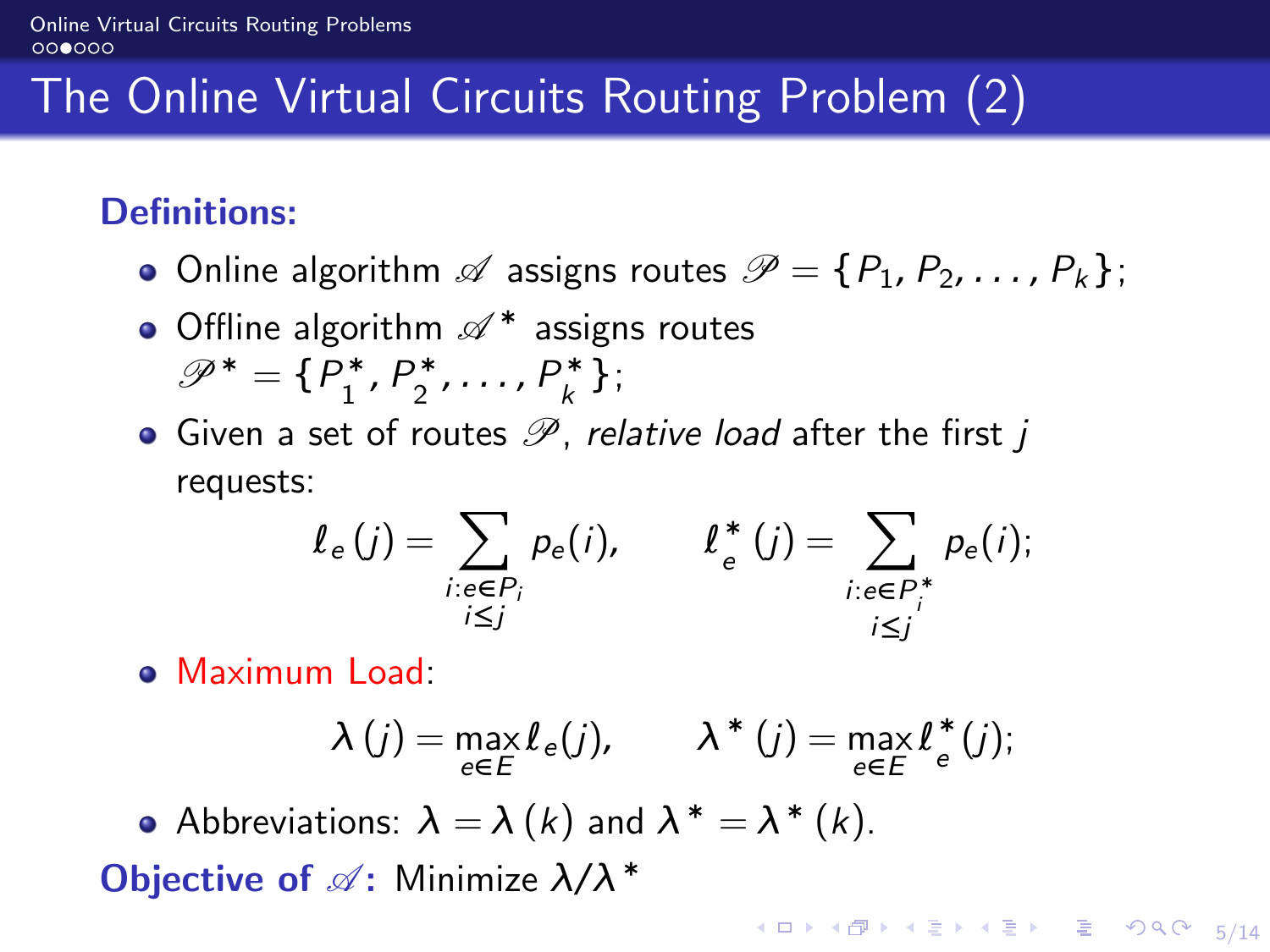# The Online Virtual Circuits Routing Problem (2)

**Definitions:**

- Online algorithm $\mathscr{A}$ assigns routes $\mathscr{P} = \{P_1, P_2, \ldots, P_k\}$;
- Offline algorithm $\mathscr{A}^*$ assigns routes $\mathscr{P}^* = \{P_1^*, P_2^*, \ldots, P_k^*\}$;
- Given a set of routes $\mathscr{P}$, *relative load* after the first $j$ requests:

$$\ell_e(j) = \sum_{\substack{i:e \in P_i \\ i \leq j}} p_e(i), \qquad \ell_e^*(j) = \sum_{\substack{i:e \in P_i^* \\ i \leq j}} p_e(i);$$

- Maximum Load:

$$\lambda(j) = \max_{e \in E} \ell_e(j), \qquad \lambda^*(j) = \max_{e \in E} \ell_e^*(j);$$

- Abbreviations: $\lambda = \lambda(k)$ and $\lambda^* = \lambda^*(k)$.

**Objective of $\mathscr{A}$:** Minimize $\lambda/\lambda^*$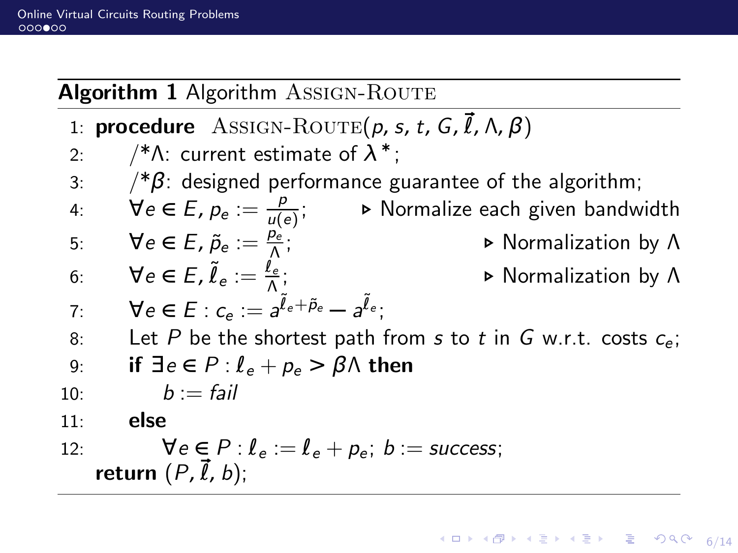**Algorithm 1** Algorithm ASSIGN-ROUTE

```
1:  procedure ASSIGN-ROUTE(p, s, t, G, ℓ⃗, Λ, β)
2:      /*Λ: current estimate of λ*;
3:      /*β: designed performance guarantee of the algorithm;
4:      ∀e ∈ E, p_e := p / u(e);            ▷ Normalize each given bandwidth
5:      ∀e ∈ E, p̃_e := p_e / Λ;             ▷ Normalization by Λ
6:      ∀e ∈ E, ℓ̃_e := ℓ_e / Λ;             ▷ Normalization by Λ
7:      ∀e ∈ E : c_e := a^(ℓ̃_e + p̃_e) − a^(ℓ̃_e);
8:      Let P be the shortest path from s to t in G w.r.t. costs c_e;
9:      if ∃e ∈ P : ℓ_e + p_e > βΛ then
10:         b := fail
11:     else
12:         ∀e ∈ P : ℓ_e := ℓ_e + p_e; b := success;
    return (P, ℓ⃗, b);
```

1: **procedure** ASSIGN-ROUTE$(p, s, t, G, \vec{\ell}, \Lambda, \beta)$

2: /\*$\Lambda$: current estimate of $\lambda^*$;

3: /\*$\beta$: designed performance guarantee of the algorithm;

4: $\forall e \in E, p_e := \frac{p}{u(e)}$; ▷ Normalize each given bandwidth

5: $\forall e \in E, \tilde{p}_e := \frac{p_e}{\Lambda}$; ▷ Normalization by $\Lambda$

6: $\forall e \in E, \tilde{\ell}_e := \frac{\ell_e}{\Lambda}$; ▷ Normalization by $\Lambda$

7: $\forall e \in E : c_e := a^{\tilde{\ell}_e + \tilde{p}_e} - a^{\tilde{\ell}_e}$;

8: Let $P$ be the shortest path from $s$ to $t$ in $G$ w.r.t. costs $c_e$;

9: **if** $\exists e \in P : \ell_e + p_e > \beta\Lambda$ **then**

10: $b := \textit{fail}$

11: **else**

12: $\forall e \in P : \ell_e := \ell_e + p_e$; $b := \textit{success}$;

**return** $(P, \vec{\ell}, b)$;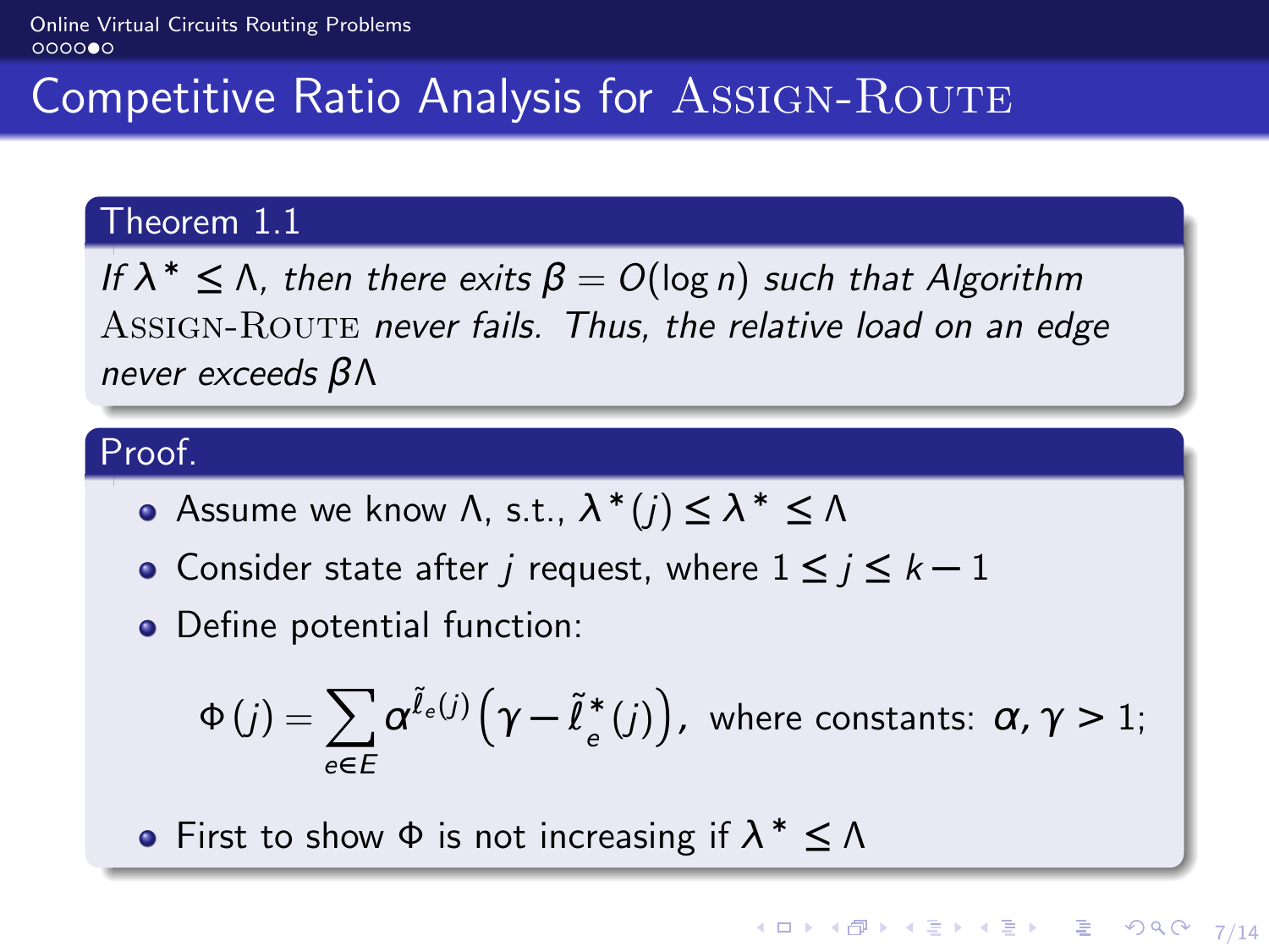# Competitive Ratio Analysis for Assign-Route

**Theorem 1.1**

*If $\lambda^* \leq \Lambda$, then there exits $\beta = O(\log n)$ such that Algorithm* Assign-Route *never fails. Thus, the relative load on an edge never exceeds $\beta\Lambda$*

**Proof.**

- Assume we know $\Lambda$, s.t., $\lambda^*(j) \leq \lambda^* \leq \Lambda$
- Consider state after $j$ request, where $1 \leq j \leq k-1$
- Define potential function:

$$\Phi(j) = \sum_{e \in E} \alpha^{\tilde{\ell}_e(j)} \left(\gamma - \tilde{\ell}^*_e(j)\right), \text{ where constants: } \alpha, \gamma > 1;$$

- First to show $\Phi$ is not increasing if $\lambda^* \leq \Lambda$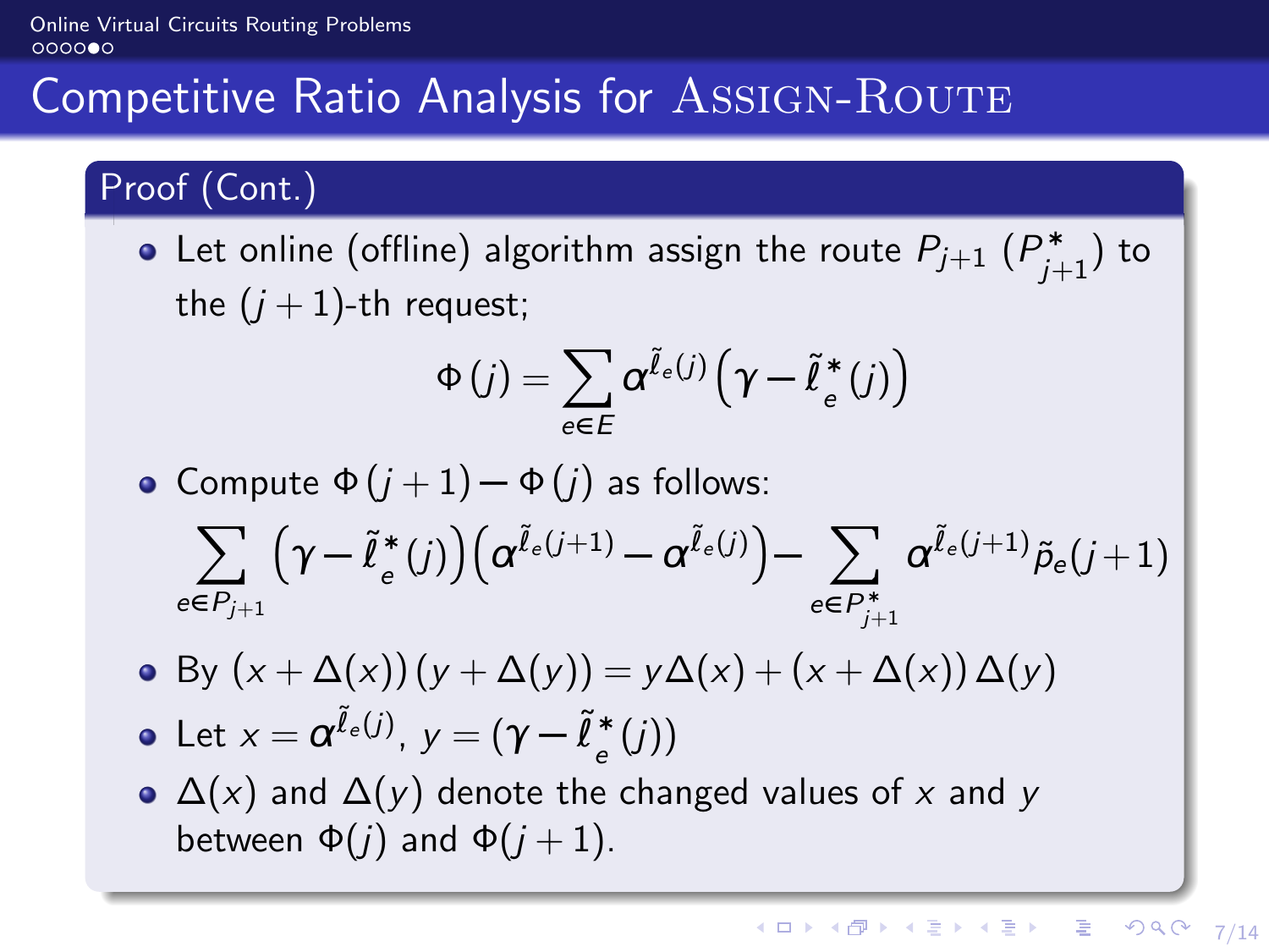## Competitive Ratio Analysis for Assign-Route

### Proof (Cont.)

- Let online (offline) algorithm assign the route $P_{j+1}$ ($P^*_{j+1}$) to the $(j+1)$-th request;

$$\Phi(j) = \sum_{e \in E} \alpha^{\tilde{\ell}_e(j)} \left(\gamma - \tilde{\ell}^*_e(j)\right)$$

- Compute $\Phi(j+1) - \Phi(j)$ as follows:

$$\sum_{e \in P_{j+1}} \left(\gamma - \tilde{\ell}^*_e(j)\right)\left(\alpha^{\tilde{\ell}_e(j+1)} - \alpha^{\tilde{\ell}_e(j)}\right) - \sum_{e \in P^*_{j+1}} \alpha^{\tilde{\ell}_e(j+1)} \tilde{p}_e(j+1)$$

- By $(x + \Delta(x))(y + \Delta(y)) = y\Delta(x) + (x + \Delta(x))\Delta(y)$
- Let $x = \alpha^{\tilde{\ell}_e(j)}$, $y = (\gamma - \tilde{\ell}^*_e(j))$
- $\Delta(x)$ and $\Delta(y)$ denote the changed values of $x$ and $y$ between $\Phi(j)$ and $\Phi(j+1)$.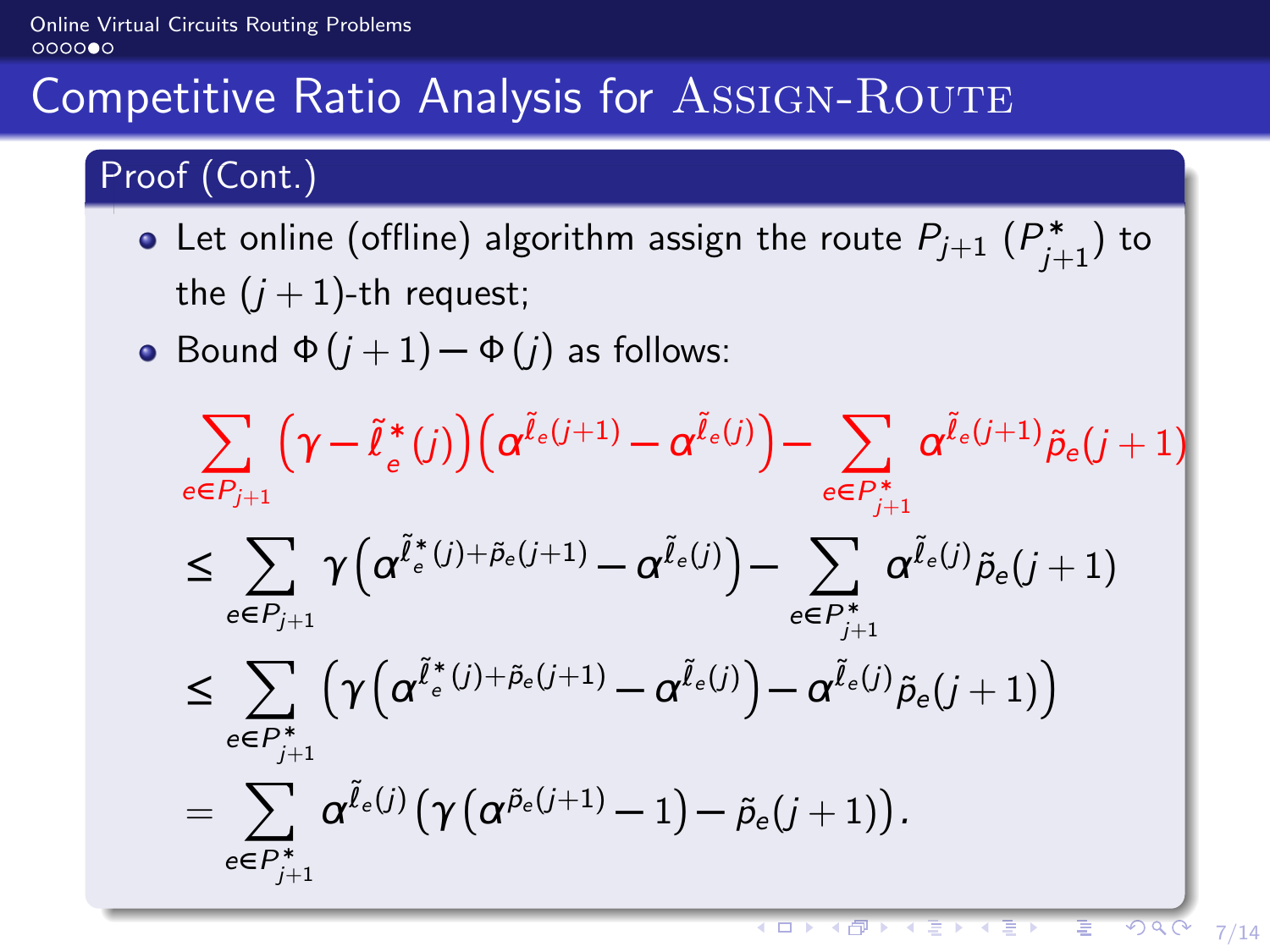# Competitive Ratio Analysis for Assign-Route

## Proof (Cont.)

- Let online (offline) algorithm assign the route $P_{j+1}$ ($P^*_{j+1}$) to the $(j+1)$-th request;
- Bound $\Phi(j+1) - \Phi(j)$ as follows:

$$
\sum_{e \in P_{j+1}} \left(\gamma - \tilde{\ell}^*_e(j)\right)\left(\alpha^{\tilde{\ell}_e(j+1)} - \alpha^{\tilde{\ell}_e(j)}\right) - \sum_{e \in P^*_{j+1}} \alpha^{\tilde{\ell}_e(j+1)} \tilde{p}_e(j+1)
$$

$$
\le \sum_{e \in P_{j+1}} \gamma \left(\alpha^{\tilde{\ell}^*_e(j) + \tilde{p}_e(j+1)} - \alpha^{\tilde{\ell}_e(j)}\right) - \sum_{e \in P^*_{j+1}} \alpha^{\tilde{\ell}_e(j)} \tilde{p}_e(j+1)
$$

$$
\le \sum_{e \in P^*_{j+1}} \left(\gamma \left(\alpha^{\tilde{\ell}^*_e(j) + \tilde{p}_e(j+1)} - \alpha^{\tilde{\ell}_e(j)}\right) - \alpha^{\tilde{\ell}_e(j)} \tilde{p}_e(j+1)\right)
$$

$$
= \sum_{e \in P^*_{j+1}} \alpha^{\tilde{\ell}_e(j)} \left(\gamma \left(\alpha^{\tilde{p}_e(j+1)} - 1\right) - \tilde{p}_e(j+1)\right).
$$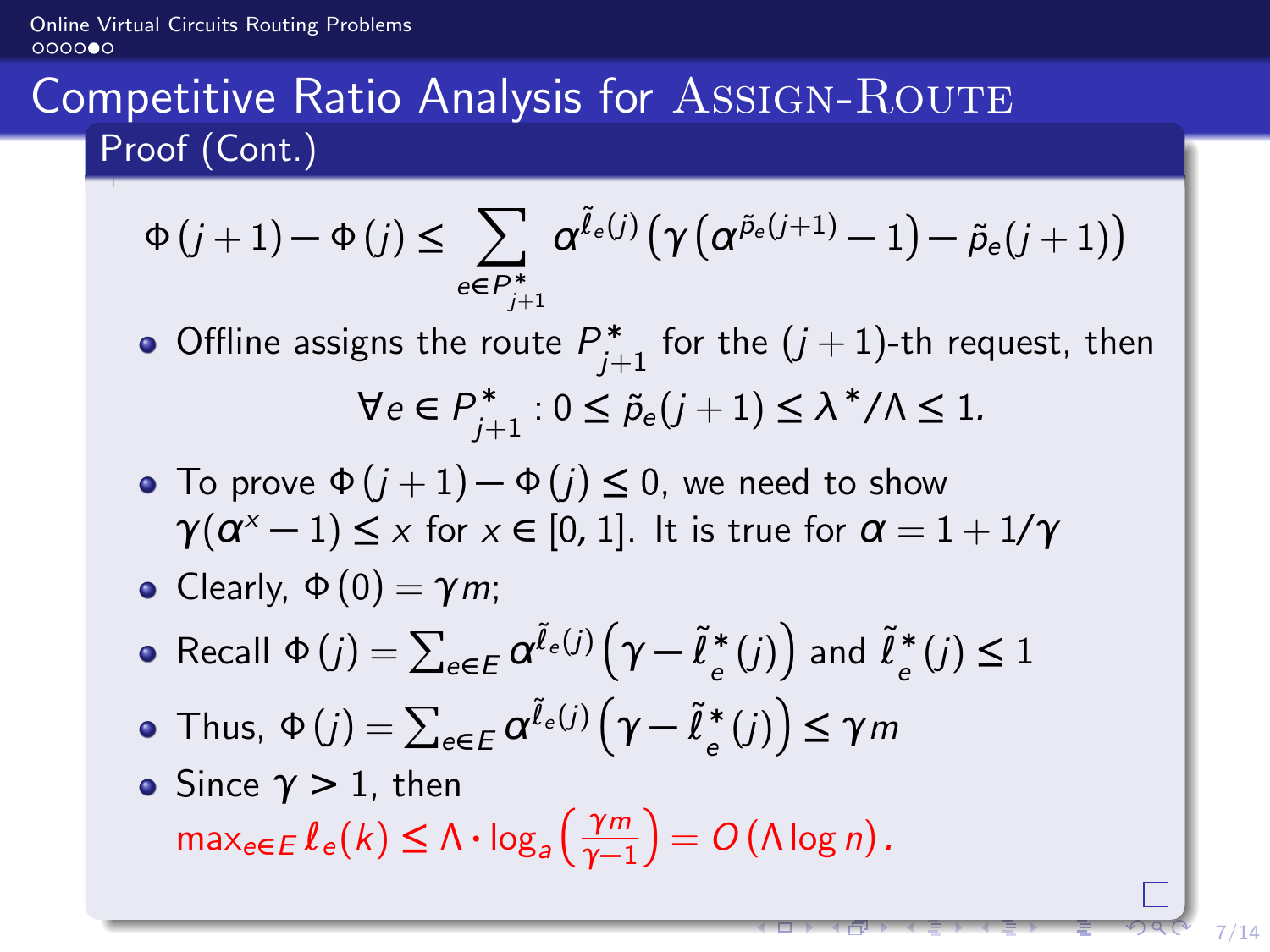## Competitive Ratio Analysis for Assign-Route

### Proof (Cont.)

$$\Phi(j+1) - \Phi(j) \leq \sum_{e \in P^*_{j+1}} \alpha^{\tilde{\ell}_e(j)} \left( \gamma \left( \alpha^{\tilde{p}_e(j+1)} - 1 \right) - \tilde{p}_e(j+1) \right)$$

- Offline assigns the route $P^*_{j+1}$ for the $(j+1)$-th request, then

$$\forall e \in P^*_{j+1} : 0 \leq \tilde{p}_e(j+1) \leq \lambda^*/\Lambda \leq 1.$$

- To prove $\Phi(j+1) - \Phi(j) \leq 0$, we need to show $\gamma(\alpha^x - 1) \leq x$ for $x \in [0, 1]$. It is true for $\alpha = 1 + 1/\gamma$
- Clearly, $\Phi(0) = \gamma m$;
- Recall $\Phi(j) = \sum_{e \in E} \alpha^{\tilde{\ell}_e(j)} \left( \gamma - \tilde{\ell}^*_e(j) \right)$ and $\tilde{\ell}^*_e(j) \leq 1$
- Thus, $\Phi(j) = \sum_{e \in E} \alpha^{\tilde{\ell}_e(j)} \left( \gamma - \tilde{\ell}^*_e(j) \right) \leq \gamma m$
- Since $\gamma > 1$, then $\max_{e \in E} \ell_e(k) \leq \Lambda \cdot \log_a \left( \frac{\gamma m}{\gamma - 1} \right) = O(\Lambda \log n)$.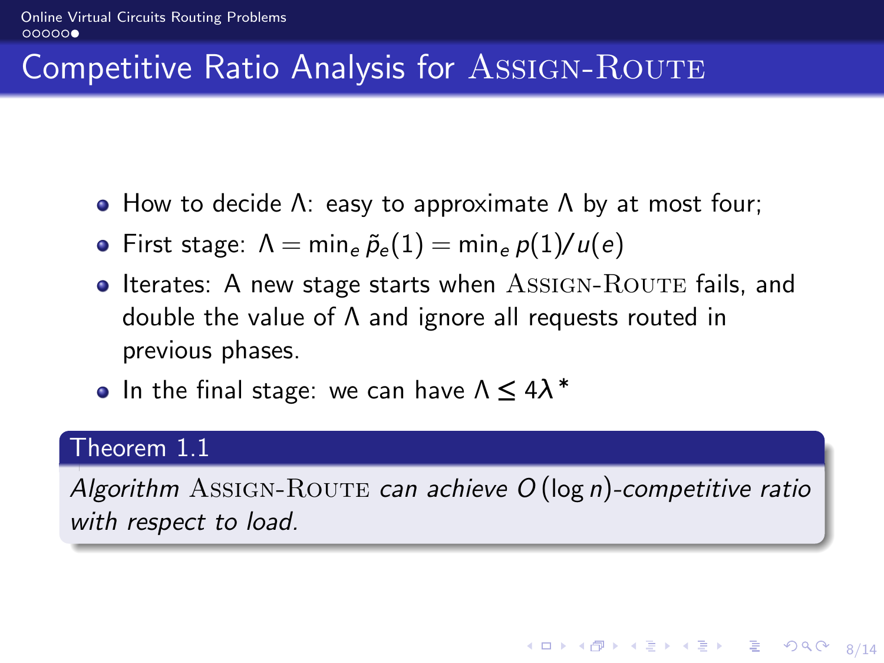# Competitive Ratio Analysis for Assign-Route

- How to decide $\Lambda$: easy to approximate $\Lambda$ by at most four;
- First stage: $\Lambda = \min_e \tilde{p}_e(1) = \min_e p(1)/u(e)$
- Iterates: A new stage starts when Assign-Route fails, and double the value of $\Lambda$ and ignore all requests routed in previous phases.
- In the final stage: we can have $\Lambda \leq 4\lambda^*$

**Theorem 1.1**

*Algorithm* Assign-Route *can achieve* $O(\log n)$*-competitive ratio with respect to load.*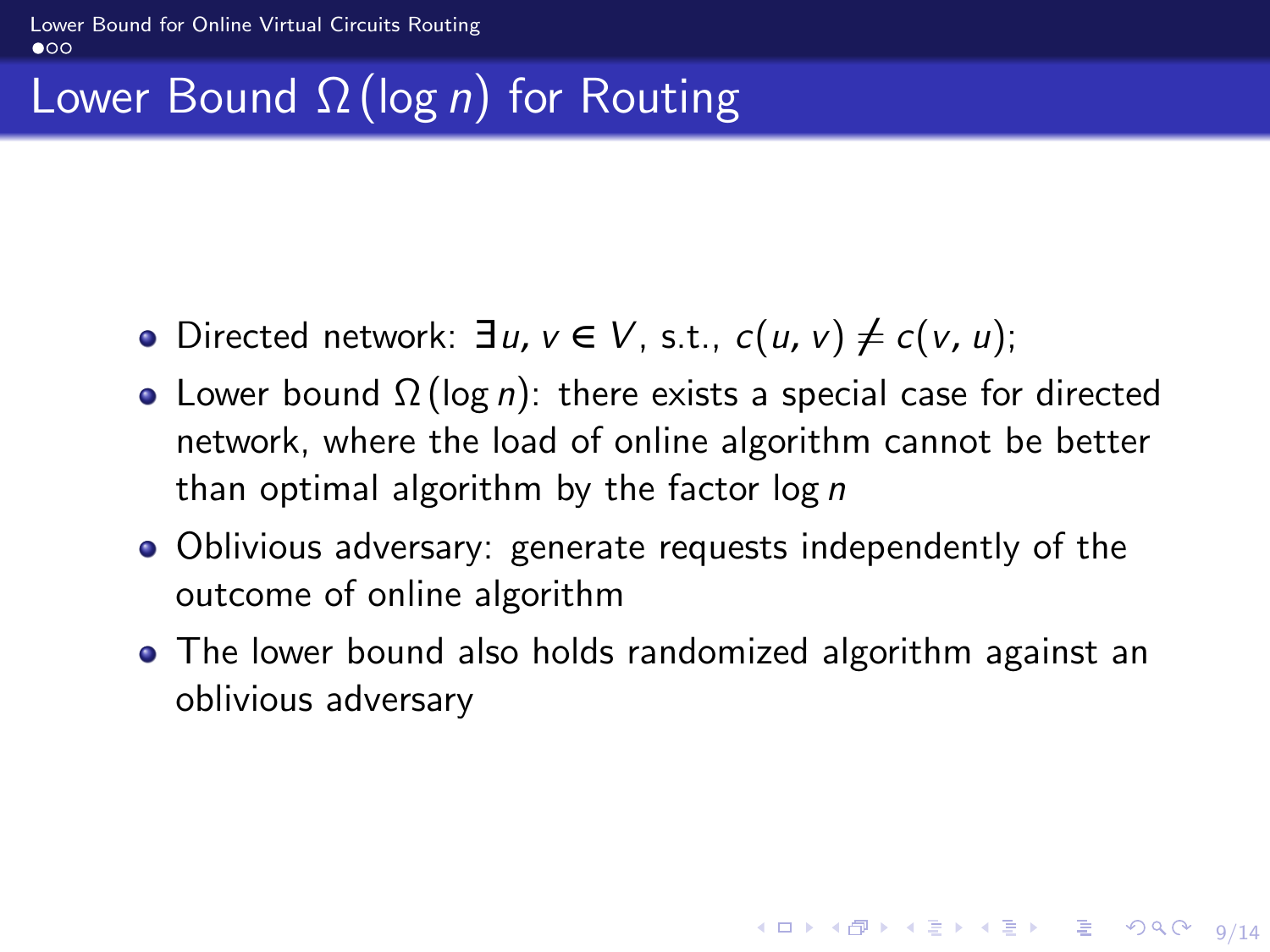# Lower Bound $\Omega(\log n)$ for Routing

- Directed network: $\exists u, v \in V$, s.t., $c(u, v) \neq c(v, u)$;
- Lower bound $\Omega(\log n)$: there exists a special case for directed network, where the load of online algorithm cannot be better than optimal algorithm by the factor $\log n$
- Oblivious adversary: generate requests independently of the outcome of online algorithm
- The lower bound also holds randomized algorithm against an oblivious adversary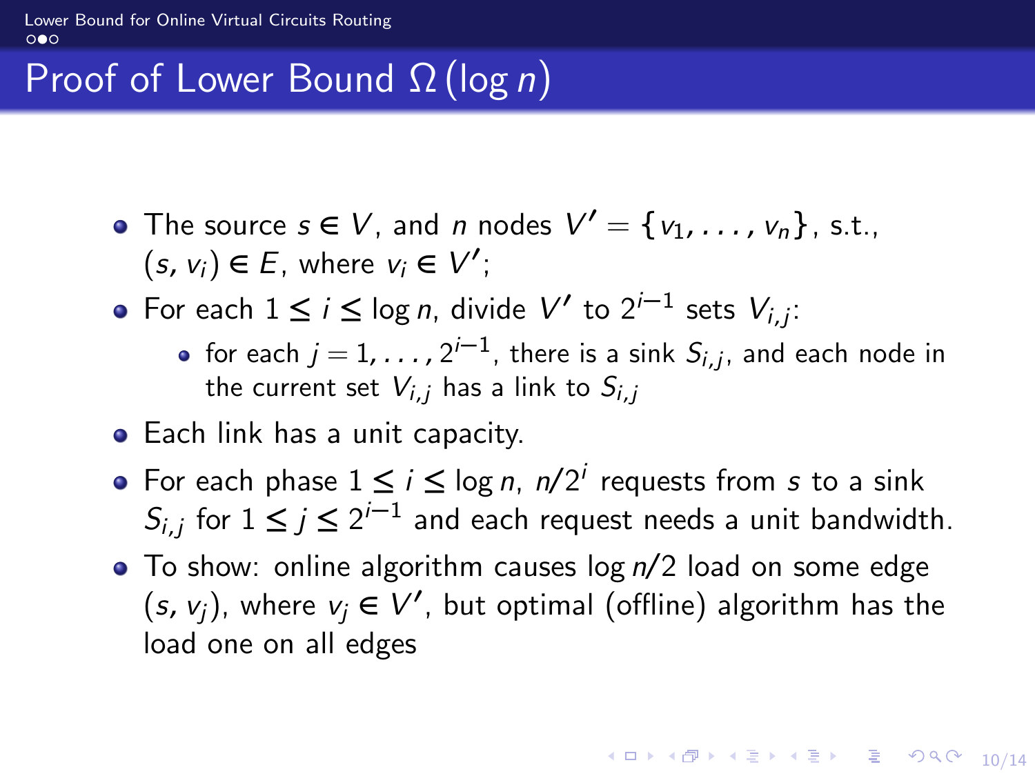# Proof of Lower Bound $\Omega(\log n)$

- The source $s \in V$, and $n$ nodes $V' = \{v_1, \ldots, v_n\}$, s.t., $(s, v_i) \in E$, where $v_i \in V'$;
- For each $1 \leq i \leq \log n$, divide $V'$ to $2^{i-1}$ sets $V_{i,j}$:
  - for each $j = 1, \ldots, 2^{i-1}$, there is a sink $S_{i,j}$, and each node in the current set $V_{i,j}$ has a link to $S_{i,j}$
- Each link has a unit capacity.
- For each phase $1 \leq i \leq \log n$, $n/2^i$ requests from $s$ to a sink $S_{i,j}$ for $1 \leq j \leq 2^{i-1}$ and each request needs a unit bandwidth.
- To show: online algorithm causes $\log n/2$ load on some edge $(s, v_j)$, where $v_j \in V'$, but optimal (offline) algorithm has the load one on all edges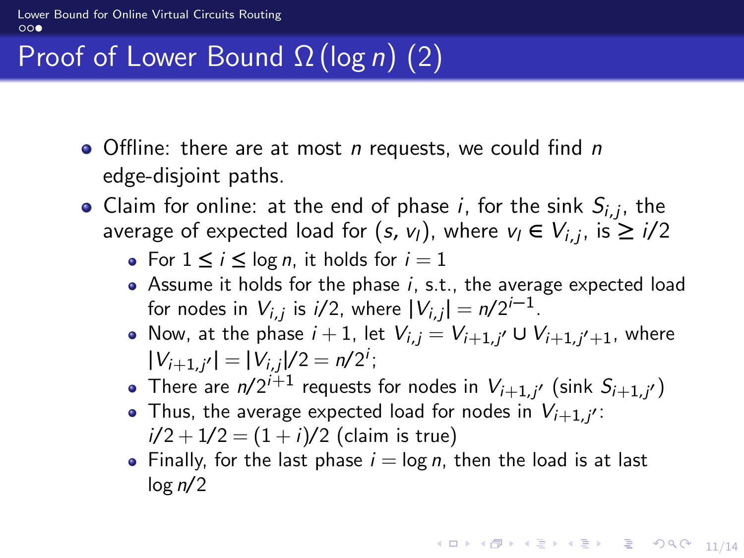# Proof of Lower Bound $\Omega(\log n)$ (2)

- Offline: there are at most $n$ requests, we could find $n$ edge-disjoint paths.
- Claim for online: at the end of phase $i$, for the sink $S_{i,j}$, the average of expected load for $(s, v_l)$, where $v_l \in V_{i,j}$, is $\geq i/2$
  - For $1 \leq i \leq \log n$, it holds for $i = 1$
  - Assume it holds for the phase $i$, s.t., the average expected load for nodes in $V_{i,j}$ is $i/2$, where $|V_{i,j}| = n/2^{i-1}$.
  - Now, at the phase $i+1$, let $V_{i,j} = V_{i+1,j'} \cup V_{i+1,j'+1}$, where $|V_{i+1,j'}| = |V_{i,j}|/2 = n/2^i$;
  - There are $n/2^{i+1}$ requests for nodes in $V_{i+1,j'}$ (sink $S_{i+1,j'}$)
  - Thus, the average expected load for nodes in $V_{i+1,j'}$: $i/2 + 1/2 = (1+i)/2$ (claim is true)
  - Finally, for the last phase $i = \log n$, then the load is at last $\log n/2$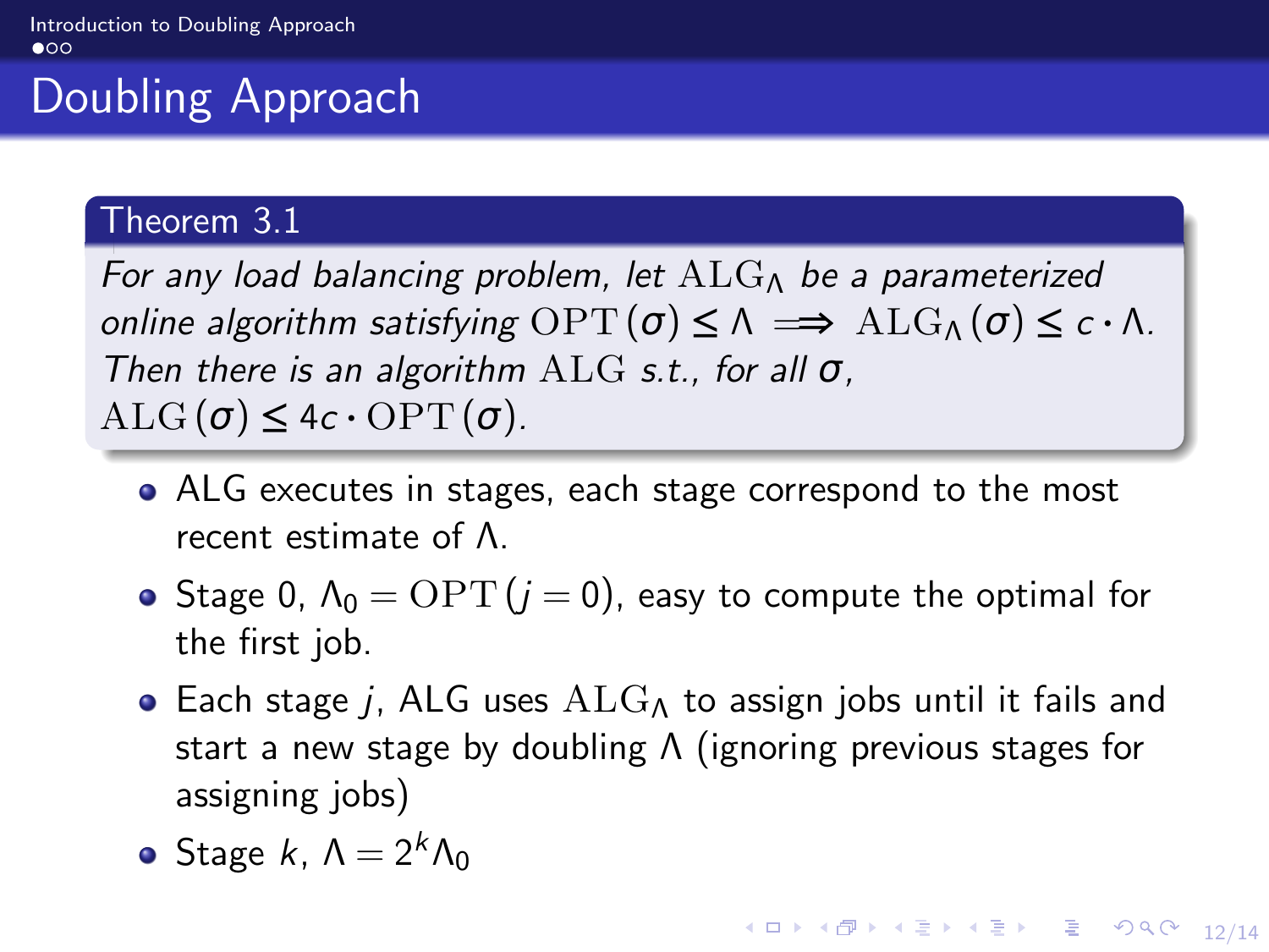# Doubling Approach

**Theorem 3.1**

*For any load balancing problem, let* $\mathrm{ALG}_\Lambda$ *be a parameterized online algorithm satisfying* $\mathrm{OPT}(\sigma) \leq \Lambda \implies \mathrm{ALG}_\Lambda(\sigma) \leq c \cdot \Lambda$*. Then there is an algorithm* $\mathrm{ALG}$ *s.t., for all* $\sigma$*,* $\mathrm{ALG}(\sigma) \leq 4c \cdot \mathrm{OPT}(\sigma)$*.*

- ALG executes in stages, each stage correspond to the most recent estimate of $\Lambda$.
- Stage 0, $\Lambda_0 = \mathrm{OPT}(j = 0)$, easy to compute the optimal for the first job.
- Each stage $j$, ALG uses $\mathrm{ALG}_\Lambda$ to assign jobs until it fails and start a new stage by doubling $\Lambda$ (ignoring previous stages for assigning jobs)
- Stage $k$, $\Lambda = 2^k \Lambda_0$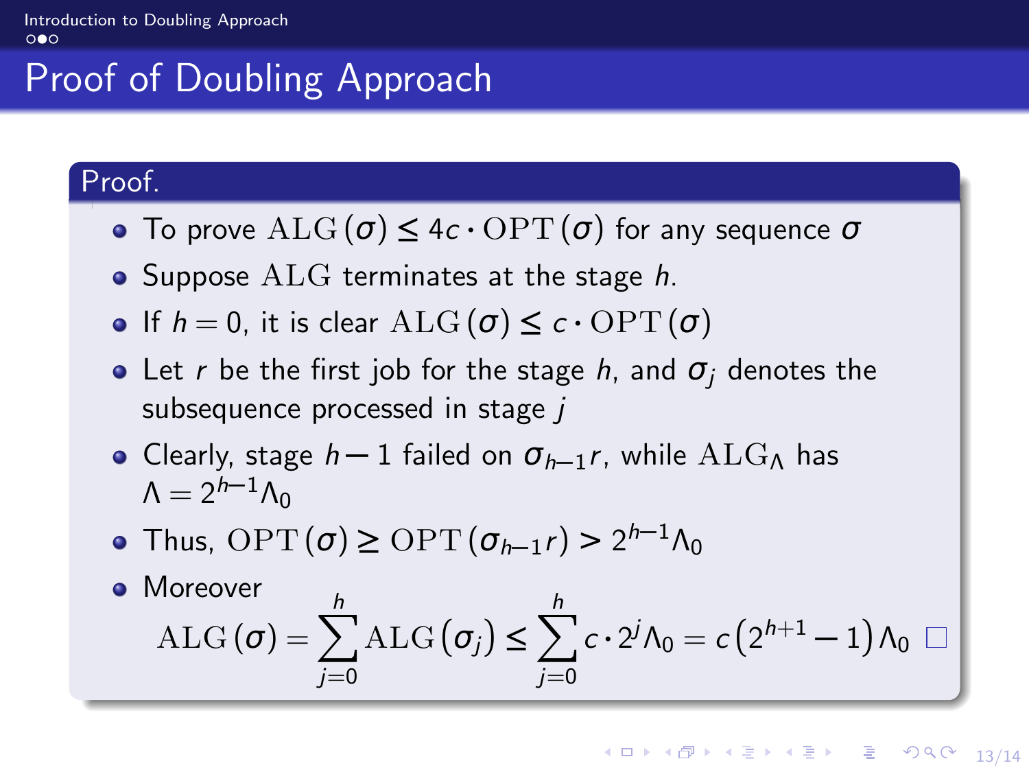# Proof of Doubling Approach

**Proof.**

- To prove $\mathrm{ALG}(\sigma) \le 4c \cdot \mathrm{OPT}(\sigma)$ for any sequence $\sigma$
- Suppose $\mathrm{ALG}$ terminates at the stage $h$.
- If $h = 0$, it is clear $\mathrm{ALG}(\sigma) \le c \cdot \mathrm{OPT}(\sigma)$
- Let $r$ be the first job for the stage $h$, and $\sigma_j$ denotes the subsequence processed in stage $j$
- Clearly, stage $h-1$ failed on $\sigma_{h-1}r$, while $\mathrm{ALG}_\Lambda$ has $\Lambda = 2^{h-1}\Lambda_0$
- Thus, $\mathrm{OPT}(\sigma) \ge \mathrm{OPT}(\sigma_{h-1}r) > 2^{h-1}\Lambda_0$
- Moreover

$$\mathrm{ALG}(\sigma) = \sum_{j=0}^{h} \mathrm{ALG}(\sigma_j) \le \sum_{j=0}^{h} c \cdot 2^j \Lambda_0 = c\left(2^{h+1} - 1\right)\Lambda_0 \quad \square$$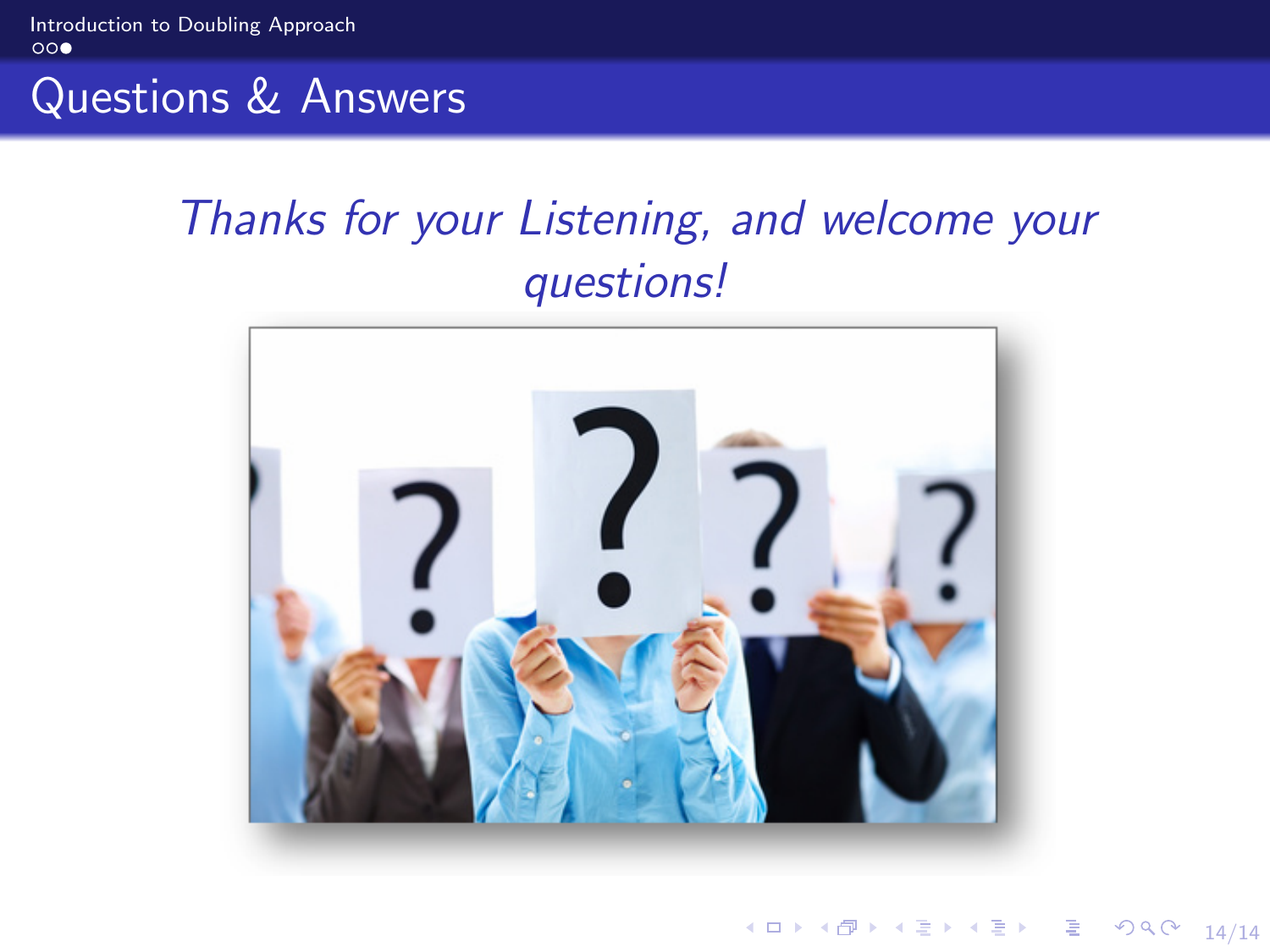## Questions & Answers

*Thanks for your Listening, and welcome your questions!*